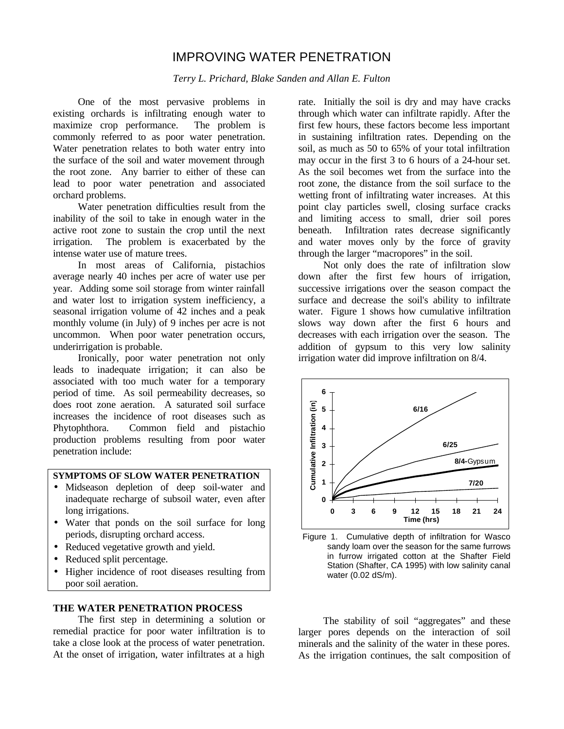# IMPROVING WATER PENETRATION

*Terry L. Prichard, Blake Sanden and Allan E. Fulton*

One of the most pervasive problems in existing orchards is infiltrating enough water to maximize crop performance. The problem is commonly referred to as poor water penetration. Water penetration relates to both water entry into the surface of the soil and water movement through the root zone. Any barrier to either of these can lead to poor water penetration and associated orchard problems.

Water penetration difficulties result from the inability of the soil to take in enough water in the active root zone to sustain the crop until the next irrigation. The problem is exacerbated by the intense water use of mature trees.

In most areas of California, pistachios average nearly 40 inches per acre of water use per year. Adding some soil storage from winter rainfall and water lost to irrigation system inefficiency, a seasonal irrigation volume of 42 inches and a peak monthly volume (in July) of 9 inches per acre is not uncommon. When poor water penetration occurs, underirrigation is probable.

Ironically, poor water penetration not only leads to inadequate irrigation; it can also be associated with too much water for a temporary period of time. As soil permeability decreases, so does root zone aeration. A saturated soil surface increases the incidence of root diseases such as Phytophthora. Common field and pistachio production problems resulting from poor water penetration include:

**SYMPTOMS OF SLOW WATER PENETRATION**

- Midseason depletion of deep soil-water and inadequate recharge of subsoil water, even after long irrigations.
- Water that ponds on the soil surface for long periods, disrupting orchard access.
- Reduced vegetative growth and yield.
- Reduced split percentage.
- Higher incidence of root diseases resulting from poor soil aeration.

## THE WATER PENETRATION PROCESS

The first step in determining a solution or remedial practice for poor water infiltration is to take a close look at the process of water penetration. At the onset of irrigation, water infiltrates at a high rate. Initially the soil is dry and may have cracks through which water can infiltrate rapidly. After the first few hours, these factors become less important in sustaining infiltration rates. Depending on the soil, as much as 50 to 65% of your total infiltration may occur in the first 3 to 6 hours of a 24-hour set. As the soil becomes wet from the surface into the root zone, the distance from the soil surface to the wetting front of infiltrating water increases. At this point clay particles swell, closing surface cracks and limiting access to small, drier soil pores beneath. Infiltration rates decrease significantly and water moves only by the force of gravity through the larger "macropores" in the soil.

Not only does the rate of infiltration slow down after the first few hours of irrigation, successive irrigations over the season compact the surface and decrease the soil's ability to infiltrate water. Figure 1 shows how cumulative infiltration slows way down after the first 6 hours and decreases with each irrigation over the season. The addition of gypsum to this very low salinity irrigation water did improve infiltration on 8/4.

Cumulative Infiltration (in)

6
5
4
3
2
1
0

6/16
6/25
8/4-Gypsum
7/20

0 3 6 9 12 15 18 21 24

Time (hrs)

Figure 1. Cumulative depth of infiltration for Wasco sandy loam over the season for the same furrows in furrow irrigated cotton at the Shafter Field Station (Shafter, CA 1995) with low salinity canal water (0.02 dS/m).

The stability of soil "aggregates" and these larger pores depends on the interaction of soil minerals and the salinity of the water in these pores. As the irrigation continues, the salt composition of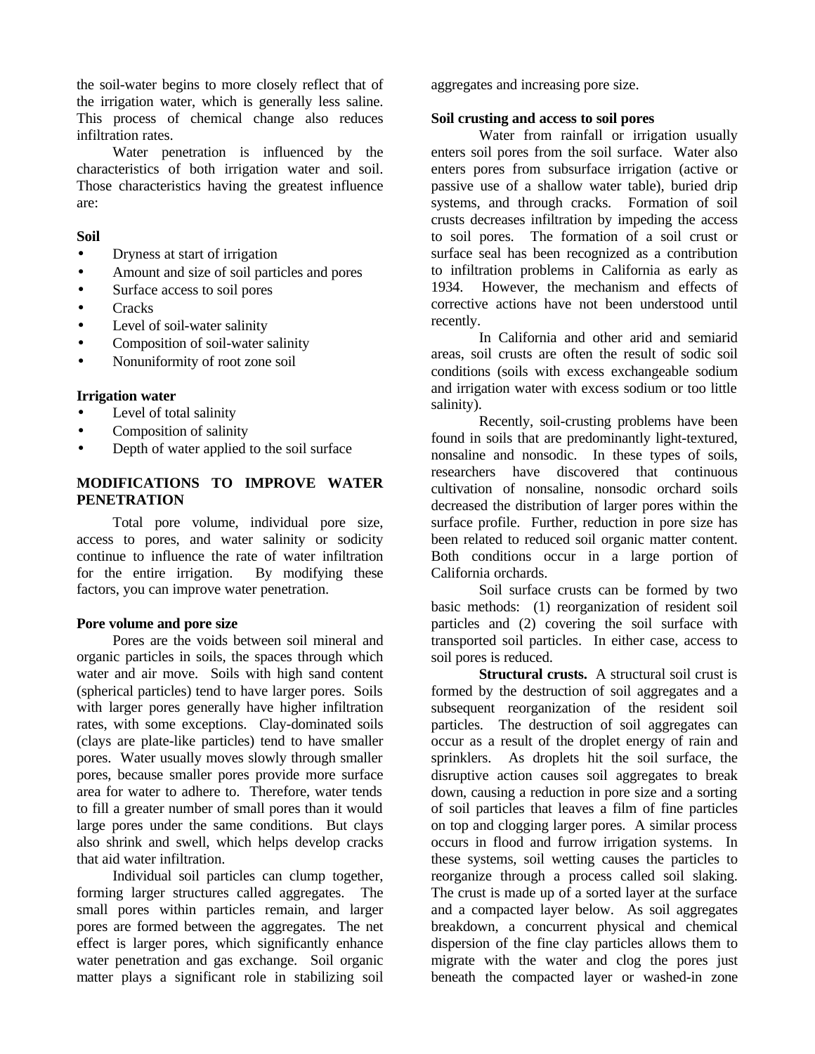the soil-water begins to more closely reflect that of the irrigation water, which is generally less saline. This process of chemical change also reduces infiltration rates.

Water penetration is influenced by the characteristics of both irrigation water and soil. Those characteristics having the greatest influence are:

**Soil**

- Dryness at start of irrigation
- Amount and size of soil particles and pores
- Surface access to soil pores
- Cracks
- Level of soil-water salinity
- Composition of soil-water salinity
- Nonuniformity of root zone soil

**Irrigation water**

- Level of total salinity
- Composition of salinity
- Depth of water applied to the soil surface

## MODIFICATIONS TO IMPROVE WATER PENETRATION

Total pore volume, individual pore size, access to pores, and water salinity or sodicity continue to influence the rate of water infiltration for the entire irrigation. By modifying these factors, you can improve water penetration.

### Pore volume and pore size

Pores are the voids between soil mineral and organic particles in soils, the spaces through which water and air move. Soils with high sand content (spherical particles) tend to have larger pores. Soils with larger pores generally have higher infiltration rates, with some exceptions. Clay-dominated soils (clays are plate-like particles) tend to have smaller pores. Water usually moves slowly through smaller pores, because smaller pores provide more surface area for water to adhere to. Therefore, water tends to fill a greater number of small pores than it would large pores under the same conditions. But clays also shrink and swell, which helps develop cracks that aid water infiltration.

Individual soil particles can clump together, forming larger structures called aggregates. The small pores within particles remain, and larger pores are formed between the aggregates. The net effect is larger pores, which significantly enhance water penetration and gas exchange. Soil organic matter plays a significant role in stabilizing soil aggregates and increasing pore size.

### Soil crusting and access to soil pores

Water from rainfall or irrigation usually enters soil pores from the soil surface. Water also enters pores from subsurface irrigation (active or passive use of a shallow water table), buried drip systems, and through cracks. Formation of soil crusts decreases infiltration by impeding the access to soil pores. The formation of a soil crust or surface seal has been recognized as a contribution to infiltration problems in California as early as 1934. However, the mechanism and effects of corrective actions have not been understood until recently.

In California and other arid and semiarid areas, soil crusts are often the result of sodic soil conditions (soils with excess exchangeable sodium and irrigation water with excess sodium or too little salinity).

Recently, soil-crusting problems have been found in soils that are predominantly light-textured, nonsaline and nonsodic. In these types of soils, researchers have discovered that continuous cultivation of nonsaline, nonsodic orchard soils decreased the distribution of larger pores within the surface profile. Further, reduction in pore size has been related to reduced soil organic matter content. Both conditions occur in a large portion of California orchards.

Soil surface crusts can be formed by two basic methods: (1) reorganization of resident soil particles and (2) covering the soil surface with transported soil particles. In either case, access to soil pores is reduced.

**Structural crusts.** A structural soil crust is formed by the destruction of soil aggregates and a subsequent reorganization of the resident soil particles. The destruction of soil aggregates can occur as a result of the droplet energy of rain and sprinklers. As droplets hit the soil surface, the disruptive action causes soil aggregates to break down, causing a reduction in pore size and a sorting of soil particles that leaves a film of fine particles on top and clogging larger pores. A similar process occurs in flood and furrow irrigation systems. In these systems, soil wetting causes the particles to reorganize through a process called soil slaking. The crust is made up of a sorted layer at the surface and a compacted layer below. As soil aggregates breakdown, a concurrent physical and chemical dispersion of the fine clay particles allows them to migrate with the water and clog the pores just beneath the compacted layer or washed-in zone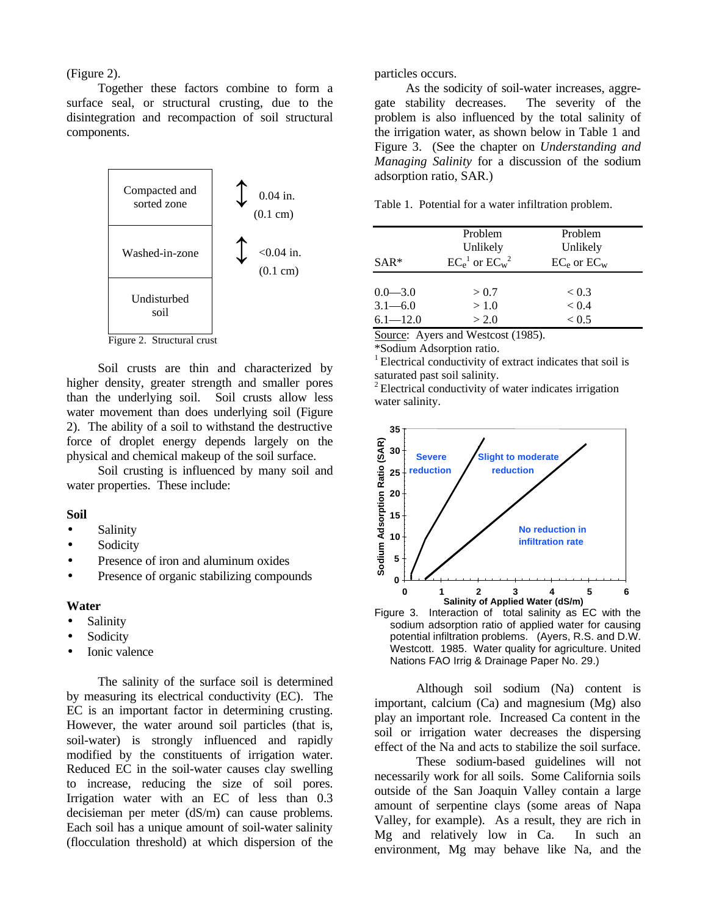(Figure 2).

Together these factors combine to form a surface seal, or structural crusting, due to the disintegration and recompaction of soil structural components.

Compacted and sorted zone

0.04 in. (0.1 cm)

Washed-in-zone

<0.04 in. (0.1 cm)

Undisturbed soil

Figure 2. Structural crust

Soil crusts are thin and characterized by higher density, greater strength and smaller pores than the underlying soil. Soil crusts allow less water movement than does underlying soil (Figure 2). The ability of a soil to withstand the destructive force of droplet energy depends largely on the physical and chemical makeup of the soil surface.

Soil crusting is influenced by many soil and water properties. These include:

**Soil**

- Salinity
- Sodicity
- Presence of iron and aluminum oxides
- Presence of organic stabilizing compounds

**Water**

- Salinity
- Sodicity
- Ionic valence

The salinity of the surface soil is determined by measuring its electrical conductivity (EC). The EC is an important factor in determining crusting. However, the water around soil particles (that is, soil-water) is strongly influenced and rapidly modified by the constituents of irrigation water. Reduced EC in the soil-water causes clay swelling to increase, reducing the size of soil pores. Irrigation water with an EC of less than 0.3 decisieman per meter (dS/m) can cause problems. Each soil has a unique amount of soil-water salinity (flocculation threshold) at which dispersion of the particles occurs.

As the sodicity of soil-water increases, aggregate stability decreases. The severity of the problem is also influenced by the total salinity of the irrigation water, as shown below in Table 1 and Figure 3. (See the chapter on *Understanding and Managing Salinity* for a discussion of the sodium adsorption ratio, SAR.)

Table 1. Potential for a water infiltration problem.

| SAR* | Problem Unlikely $EC_e$[1] or $EC_w$[2] | Problem Unlikely $EC_e$ or $EC_w$ |
|---|---|---|
| 0.0—3.0 | > 0.7 | < 0.3 |
| 3.1—6.0 | > 1.0 | < 0.4 |
| 6.1—12.0 | > 2.0 | < 0.5 |

Source: Ayers and Westcost (1985).
*Sodium Adsorption ratio.
[1] Electrical conductivity of extract indicates that soil is saturated past soil salinity.
[2] Electrical conductivity of water indicates irrigation water salinity.

Sodium Adsorption Ratio (SAR)
0
5
10
15
20
25
30
35
Salinity of Applied Water (dS/m)
0
1
2
3
4
5
6
Severe reduction
Slight to moderate reduction
No reduction in infiltration rate

Figure 3. Interaction of total salinity as EC with the sodium adsorption ratio of applied water for causing potential infiltration problems. (Ayers, R.S. and D.W. Westcott. 1985. Water quality for agriculture. United Nations FAO Irrig & Drainage Paper No. 29.)

Although soil sodium (Na) content is important, calcium (Ca) and magnesium (Mg) also play an important role. Increased Ca content in the soil or irrigation water decreases the dispersing effect of the Na and acts to stabilize the soil surface.

These sodium-based guidelines will not necessarily work for all soils. Some California soils outside of the San Joaquin Valley contain a large amount of serpentine clays (some areas of Napa Valley, for example). As a result, they are rich in Mg and relatively low in Ca. In such an environment, Mg may behave like Na, and the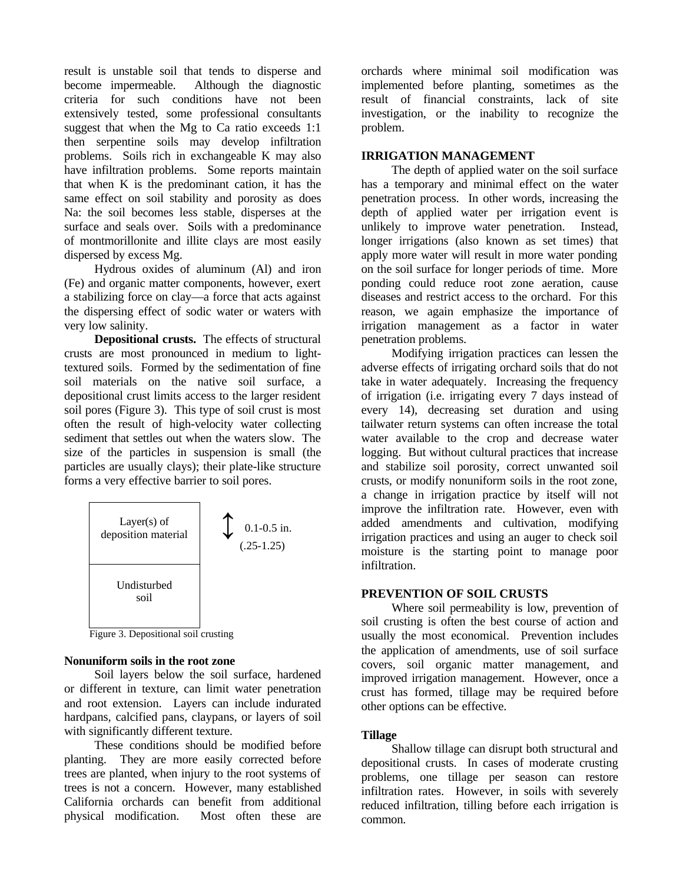result is unstable soil that tends to disperse and become impermeable. Although the diagnostic criteria for such conditions have not been extensively tested, some professional consultants suggest that when the Mg to Ca ratio exceeds 1:1 then serpentine soils may develop infiltration problems. Soils rich in exchangeable K may also have infiltration problems. Some reports maintain that when K is the predominant cation, it has the same effect on soil stability and porosity as does Na: the soil becomes less stable, disperses at the surface and seals over. Soils with a predominance of montmorillonite and illite clays are most easily dispersed by excess Mg.

Hydrous oxides of aluminum (Al) and iron (Fe) and organic matter components, however, exert a stabilizing force on clay—a force that acts against the dispersing effect of sodic water or waters with very low salinity.

**Depositional crusts.** The effects of structural crusts are most pronounced in medium to light-textured soils. Formed by the sedimentation of fine soil materials on the native soil surface, a depositional crust limits access to the larger resident soil pores (Figure 3). This type of soil crust is most often the result of high-velocity water collecting sediment that settles out when the waters slow. The size of the particles in suspension is small (the particles are usually clays); their plate-like structure forms a very effective barrier to soil pores.

Layer(s) of deposition material

0.1-0.5 in.
(.25-1.25)

Undisturbed soil

Figure 3. Depositional soil crusting

**Nonuniform soils in the root zone**

Soil layers below the soil surface, hardened or different in texture, can limit water penetration and root extension. Layers can include indurated hardpans, calcified pans, claypans, or layers of soil with significantly different texture.

These conditions should be modified before planting. They are more easily corrected before trees are planted, when injury to the root systems of trees is not a concern. However, many established California orchards can benefit from additional physical modification. Most often these are orchards where minimal soil modification was implemented before planting, sometimes as the result of financial constraints, lack of site investigation, or the inability to recognize the problem.

## IRRIGATION MANAGEMENT

The depth of applied water on the soil surface has a temporary and minimal effect on the water penetration process. In other words, increasing the depth of applied water per irrigation event is unlikely to improve water penetration. Instead, longer irrigations (also known as set times) that apply more water will result in more water ponding on the soil surface for longer periods of time. More ponding could reduce root zone aeration, cause diseases and restrict access to the orchard. For this reason, we again emphasize the importance of irrigation management as a factor in water penetration problems.

Modifying irrigation practices can lessen the adverse effects of irrigating orchard soils that do not take in water adequately. Increasing the frequency of irrigation (i.e. irrigating every 7 days instead of every 14), decreasing set duration and using tailwater return systems can often increase the total water available to the crop and decrease water logging. But without cultural practices that increase and stabilize soil porosity, correct unwanted soil crusts, or modify nonuniform soils in the root zone, a change in irrigation practice by itself will not improve the infiltration rate. However, even with added amendments and cultivation, modifying irrigation practices and using an auger to check soil moisture is the starting point to manage poor infiltration.

## PREVENTION OF SOIL CRUSTS

Where soil permeability is low, prevention of soil crusting is often the best course of action and usually the most economical. Prevention includes the application of amendments, use of soil surface covers, soil organic matter management, and improved irrigation management. However, once a crust has formed, tillage may be required before other options can be effective.

**Tillage**

Shallow tillage can disrupt both structural and depositional crusts. In cases of moderate crusting problems, one tillage per season can restore infiltration rates. However, in soils with severely reduced infiltration, tilling before each irrigation is common.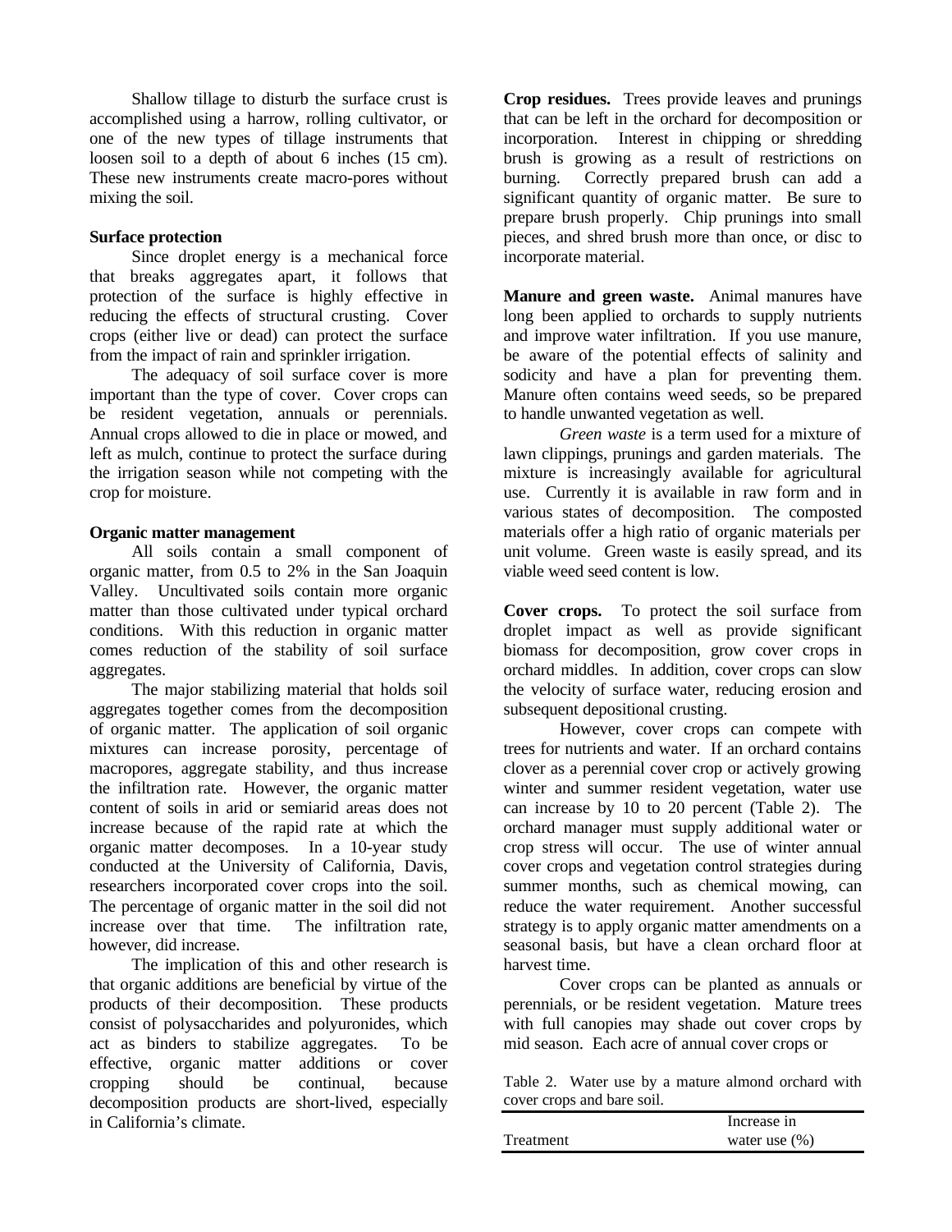Shallow tillage to disturb the surface crust is accomplished using a harrow, rolling cultivator, or one of the new types of tillage instruments that loosen soil to a depth of about 6 inches (15 cm). These new instruments create macro-pores without mixing the soil.

**Surface protection**

Since droplet energy is a mechanical force that breaks aggregates apart, it follows that protection of the surface is highly effective in reducing the effects of structural crusting. Cover crops (either live or dead) can protect the surface from the impact of rain and sprinkler irrigation.

The adequacy of soil surface cover is more important than the type of cover. Cover crops can be resident vegetation, annuals or perennials. Annual crops allowed to die in place or mowed, and left as mulch, continue to protect the surface during the irrigation season while not competing with the crop for moisture.

**Organic matter management**

All soils contain a small component of organic matter, from 0.5 to 2% in the San Joaquin Valley. Uncultivated soils contain more organic matter than those cultivated under typical orchard conditions. With this reduction in organic matter comes reduction of the stability of soil surface aggregates.

The major stabilizing material that holds soil aggregates together comes from the decomposition of organic matter. The application of soil organic mixtures can increase porosity, percentage of macropores, aggregate stability, and thus increase the infiltration rate. However, the organic matter content of soils in arid or semiarid areas does not increase because of the rapid rate at which the organic matter decomposes. In a 10-year study conducted at the University of California, Davis, researchers incorporated cover crops into the soil. The percentage of organic matter in the soil did not increase over that time. The infiltration rate, however, did increase.

The implication of this and other research is that organic additions are beneficial by virtue of the products of their decomposition. These products consist of polysaccharides and polyuronides, which act as binders to stabilize aggregates. To be effective, organic matter additions or cover cropping should be continual, because decomposition products are short-lived, especially in California's climate.

**Crop residues.** Trees provide leaves and prunings that can be left in the orchard for decomposition or incorporation. Interest in chipping or shredding brush is growing as a result of restrictions on burning. Correctly prepared brush can add a significant quantity of organic matter. Be sure to prepare brush properly. Chip prunings into small pieces, and shred brush more than once, or disc to incorporate material.

**Manure and green waste.** Animal manures have long been applied to orchards to supply nutrients and improve water infiltration. If you use manure, be aware of the potential effects of salinity and sodicity and have a plan for preventing them. Manure often contains weed seeds, so be prepared to handle unwanted vegetation as well.

*Green waste* is a term used for a mixture of lawn clippings, prunings and garden materials. The mixture is increasingly available for agricultural use. Currently it is available in raw form and in various states of decomposition. The composted materials offer a high ratio of organic materials per unit volume. Green waste is easily spread, and its viable weed seed content is low.

**Cover crops.** To protect the soil surface from droplet impact as well as provide significant biomass for decomposition, grow cover crops in orchard middles. In addition, cover crops can slow the velocity of surface water, reducing erosion and subsequent depositional crusting.

However, cover crops can compete with trees for nutrients and water. If an orchard contains clover as a perennial cover crop or actively growing winter and summer resident vegetation, water use can increase by 10 to 20 percent (Table 2). The orchard manager must supply additional water or crop stress will occur. The use of winter annual cover crops and vegetation control strategies during summer months, such as chemical mowing, can reduce the water requirement. Another successful strategy is to apply organic matter amendments on a seasonal basis, but have a clean orchard floor at harvest time.

Cover crops can be planted as annuals or perennials, or be resident vegetation. Mature trees with full canopies may shade out cover crops by mid season. Each acre of annual cover crops or

Table 2. Water use by a mature almond orchard with cover crops and bare soil.

| Treatment | Increase in water use (%) |
|---|---|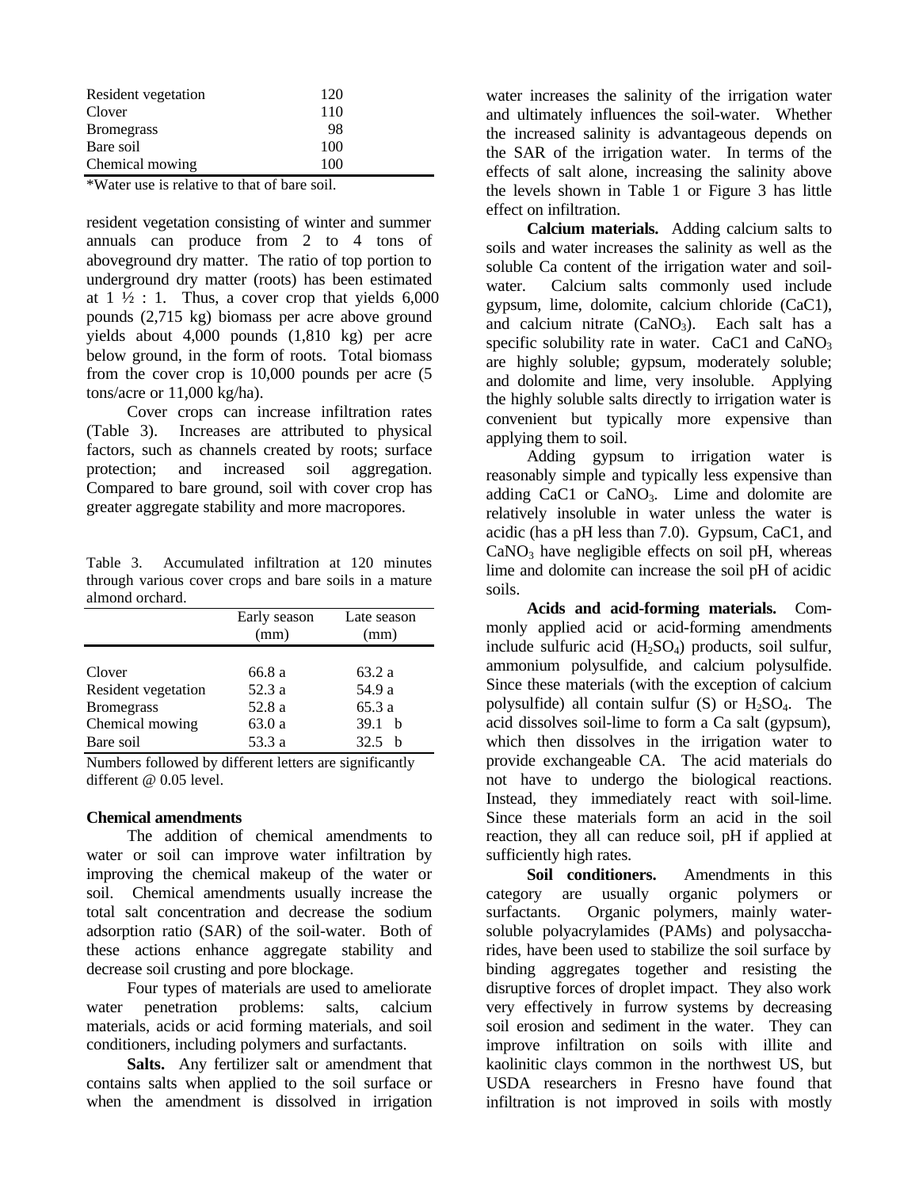| | |
|---|---|
| Resident vegetation | 120 |
| Clover | 110 |
| Bromegrass | 98 |
| Bare soil | 100 |
| Chemical mowing | 100 |

*Water use is relative to that of bare soil.

resident vegetation consisting of winter and summer annuals can produce from 2 to 4 tons of aboveground dry matter. The ratio of top portion to underground dry matter (roots) has been estimated at 1 ½ : 1. Thus, a cover crop that yields 6,000 pounds (2,715 kg) biomass per acre above ground yields about 4,000 pounds (1,810 kg) per acre below ground, in the form of roots. Total biomass from the cover crop is 10,000 pounds per acre (5 tons/acre or 11,000 kg/ha).

Cover crops can increase infiltration rates (Table 3). Increases are attributed to physical factors, such as channels created by roots; surface protection; and increased soil aggregation. Compared to bare ground, soil with cover crop has greater aggregate stability and more macropores.

Table 3. Accumulated infiltration at 120 minutes through various cover crops and bare soils in a mature almond orchard.

| | Early season (mm) | Late season (mm) |
|---|---|---|
| Clover | 66.8 a | 63.2 a |
| Resident vegetation | 52.3 a | 54.9 a |
| Bromegrass | 52.8 a | 65.3 a |
| Chemical mowing | 63.0 a | 39.1 b |
| Bare soil | 53.3 a | 32.5 b |

Numbers followed by different letters are significantly different @ 0.05 level.

**Chemical amendments**

The addition of chemical amendments to water or soil can improve water infiltration by improving the chemical makeup of the water or soil. Chemical amendments usually increase the total salt concentration and decrease the sodium adsorption ratio (SAR) of the soil-water. Both of these actions enhance aggregate stability and decrease soil crusting and pore blockage.

Four types of materials are used to ameliorate water penetration problems: salts, calcium materials, acids or acid forming materials, and soil conditioners, including polymers and surfactants.

**Salts.** Any fertilizer salt or amendment that contains salts when applied to the soil surface or when the amendment is dissolved in irrigation water increases the salinity of the irrigation water and ultimately influences the soil-water. Whether the increased salinity is advantageous depends on the SAR of the irrigation water. In terms of the effects of salt alone, increasing the salinity above the levels shown in Table 1 or Figure 3 has little effect on infiltration.

**Calcium materials.** Adding calcium salts to soils and water increases the salinity as well as the soluble Ca content of the irrigation water and soil-water. Calcium salts commonly used include gypsum, lime, dolomite, calcium chloride (CaC1), and calcium nitrate ($CaNO_3$). Each salt has a specific solubility rate in water. CaC1 and $CaNO_3$ are highly soluble; gypsum, moderately soluble; and dolomite and lime, very insoluble. Applying the highly soluble salts directly to irrigation water is convenient but typically more expensive than applying them to soil.

Adding gypsum to irrigation water is reasonably simple and typically less expensive than adding CaC1 or $CaNO_3$. Lime and dolomite are relatively insoluble in water unless the water is acidic (has a pH less than 7.0). Gypsum, CaC1, and $CaNO_3$ have negligible effects on soil pH, whereas lime and dolomite can increase the soil pH of acidic soils.

**Acids and acid-forming materials.** Commonly applied acid or acid-forming amendments include sulfuric acid ($H_2SO_4$) products, soil sulfur, ammonium polysulfide, and calcium polysulfide. Since these materials (with the exception of calcium polysulfide) all contain sulfur (S) or $H_2SO_4$. The acid dissolves soil-lime to form a Ca salt (gypsum), which then dissolves in the irrigation water to provide exchangeable CA. The acid materials do not have to undergo the biological reactions. Instead, they immediately react with soil-lime. Since these materials form an acid in the soil reaction, they all can reduce soil, pH if applied at sufficiently high rates.

**Soil conditioners.** Amendments in this category are usually organic polymers or surfactants. Organic polymers, mainly water-soluble polyacrylamides (PAMs) and polysaccharides, have been used to stabilize the soil surface by binding aggregates together and resisting the disruptive forces of droplet impact. They also work very effectively in furrow systems by decreasing soil erosion and sediment in the water. They can improve infiltration on soils with illite and kaolinitic clays common in the northwest US, but USDA researchers in Fresno have found that infiltration is not improved in soils with mostly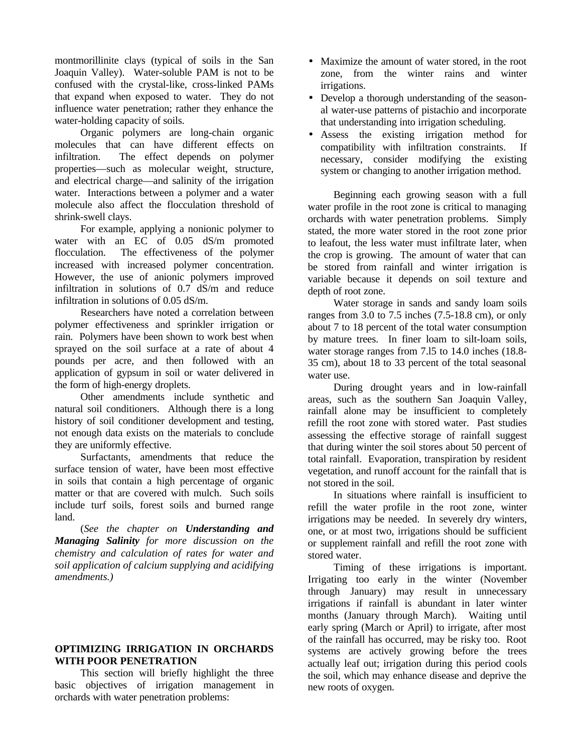montmorillinite clays (typical of soils in the San Joaquin Valley). Water-soluble PAM is not to be confused with the crystal-like, cross-linked PAMs that expand when exposed to water. They do not influence water penetration; rather they enhance the water-holding capacity of soils.

Organic polymers are long-chain organic molecules that can have different effects on infiltration. The effect depends on polymer properties—such as molecular weight, structure, and electrical charge—and salinity of the irrigation water. Interactions between a polymer and a water molecule also affect the flocculation threshold of shrink-swell clays.

For example, applying a nonionic polymer to water with an EC of 0.05 dS/m promoted flocculation. The effectiveness of the polymer increased with increased polymer concentration. However, the use of anionic polymers improved infiltration in solutions of 0.7 dS/m and reduce infiltration in solutions of 0.05 dS/m.

Researchers have noted a correlation between polymer effectiveness and sprinkler irrigation or rain. Polymers have been shown to work best when sprayed on the soil surface at a rate of about 4 pounds per acre, and then followed with an application of gypsum in soil or water delivered in the form of high-energy droplets.

Other amendments include synthetic and natural soil conditioners. Although there is a long history of soil conditioner development and testing, not enough data exists on the materials to conclude they are uniformly effective.

Surfactants, amendments that reduce the surface tension of water, have been most effective in soils that contain a high percentage of organic matter or that are covered with mulch. Such soils include turf soils, forest soils and burned range land.

(*See the chapter on* ***Understanding and Managing Salinity*** *for more discussion on the chemistry and calculation of rates for water and soil application of calcium supplying and acidifying amendments.)*

## OPTIMIZING IRRIGATION IN ORCHARDS WITH POOR PENETRATION

This section will briefly highlight the three basic objectives of irrigation management in orchards with water penetration problems:

- Maximize the amount of water stored, in the root zone, from the winter rains and winter irrigations.
- Develop a thorough understanding of the seasonal water-use patterns of pistachio and incorporate that understanding into irrigation scheduling.
- Assess the existing irrigation method for compatibility with infiltration constraints. If necessary, consider modifying the existing system or changing to another irrigation method.

Beginning each growing season with a full water profile in the root zone is critical to managing orchards with water penetration problems. Simply stated, the more water stored in the root zone prior to leafout, the less water must infiltrate later, when the crop is growing. The amount of water that can be stored from rainfall and winter irrigation is variable because it depends on soil texture and depth of root zone.

Water storage in sands and sandy loam soils ranges from 3.0 to 7.5 inches (7.5-18.8 cm), or only about 7 to 18 percent of the total water consumption by mature trees. In finer loam to silt-loam soils, water storage ranges from 7.l5 to 14.0 inches (18.8-35 cm), about 18 to 33 percent of the total seasonal water use.

During drought years and in low-rainfall areas, such as the southern San Joaquin Valley, rainfall alone may be insufficient to completely refill the root zone with stored water. Past studies assessing the effective storage of rainfall suggest that during winter the soil stores about 50 percent of total rainfall. Evaporation, transpiration by resident vegetation, and runoff account for the rainfall that is not stored in the soil.

In situations where rainfall is insufficient to refill the water profile in the root zone, winter irrigations may be needed. In severely dry winters, one, or at most two, irrigations should be sufficient or supplement rainfall and refill the root zone with stored water.

Timing of these irrigations is important. Irrigating too early in the winter (November through January) may result in unnecessary irrigations if rainfall is abundant in later winter months (January through March). Waiting until early spring (March or April) to irrigate, after most of the rainfall has occurred, may be risky too. Root systems are actively growing before the trees actually leaf out; irrigation during this period cools the soil, which may enhance disease and deprive the new roots of oxygen.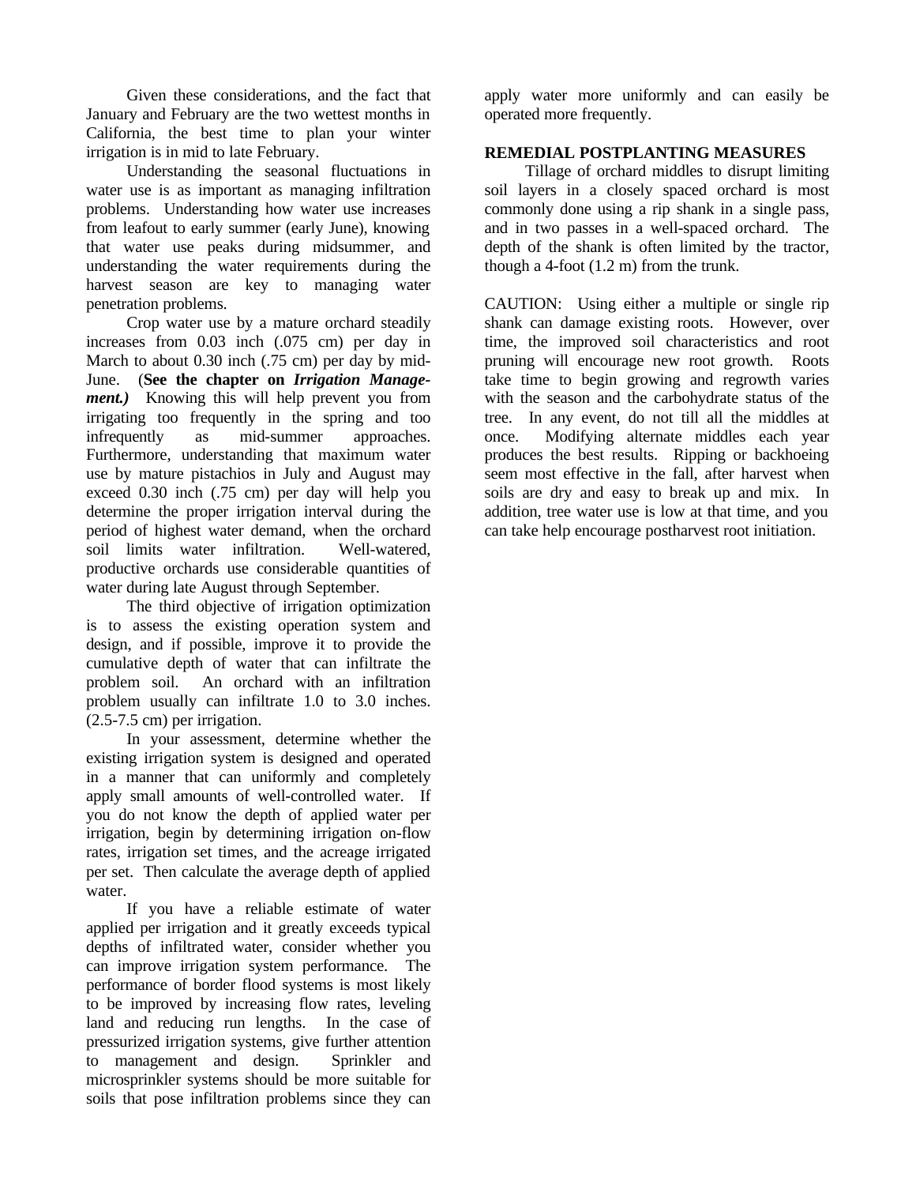Given these considerations, and the fact that January and February are the two wettest months in California, the best time to plan your winter irrigation is in mid to late February.

Understanding the seasonal fluctuations in water use is as important as managing infiltration problems. Understanding how water use increases from leafout to early summer (early June), knowing that water use peaks during midsummer, and understanding the water requirements during the harvest season are key to managing water penetration problems.

Crop water use by a mature orchard steadily increases from 0.03 inch (.075 cm) per day in March to about 0.30 inch (.75 cm) per day by mid-June. (**See the chapter on *Irrigation Management.)*** Knowing this will help prevent you from irrigating too frequently in the spring and too infrequently as mid-summer approaches. Furthermore, understanding that maximum water use by mature pistachios in July and August may exceed 0.30 inch (.75 cm) per day will help you determine the proper irrigation interval during the period of highest water demand, when the orchard soil limits water infiltration. Well-watered, productive orchards use considerable quantities of water during late August through September.

The third objective of irrigation optimization is to assess the existing operation system and design, and if possible, improve it to provide the cumulative depth of water that can infiltrate the problem soil. An orchard with an infiltration problem usually can infiltrate 1.0 to 3.0 inches. (2.5-7.5 cm) per irrigation.

In your assessment, determine whether the existing irrigation system is designed and operated in a manner that can uniformly and completely apply small amounts of well-controlled water. If you do not know the depth of applied water per irrigation, begin by determining irrigation on-flow rates, irrigation set times, and the acreage irrigated per set. Then calculate the average depth of applied water.

If you have a reliable estimate of water applied per irrigation and it greatly exceeds typical depths of infiltrated water, consider whether you can improve irrigation system performance. The performance of border flood systems is most likely to be improved by increasing flow rates, leveling land and reducing run lengths. In the case of pressurized irrigation systems, give further attention to management and design. Sprinkler and microsprinkler systems should be more suitable for soils that pose infiltration problems since they can apply water more uniformly and can easily be operated more frequently.

## REMEDIAL POSTPLANTING MEASURES

Tillage of orchard middles to disrupt limiting soil layers in a closely spaced orchard is most commonly done using a rip shank in a single pass, and in two passes in a well-spaced orchard. The depth of the shank is often limited by the tractor, though a 4-foot (1.2 m) from the trunk.

CAUTION: Using either a multiple or single rip shank can damage existing roots. However, over time, the improved soil characteristics and root pruning will encourage new root growth. Roots take time to begin growing and regrowth varies with the season and the carbohydrate status of the tree. In any event, do not till all the middles at once. Modifying alternate middles each year produces the best results. Ripping or backhoeing seem most effective in the fall, after harvest when soils are dry and easy to break up and mix. In addition, tree water use is low at that time, and you can take help encourage postharvest root initiation.